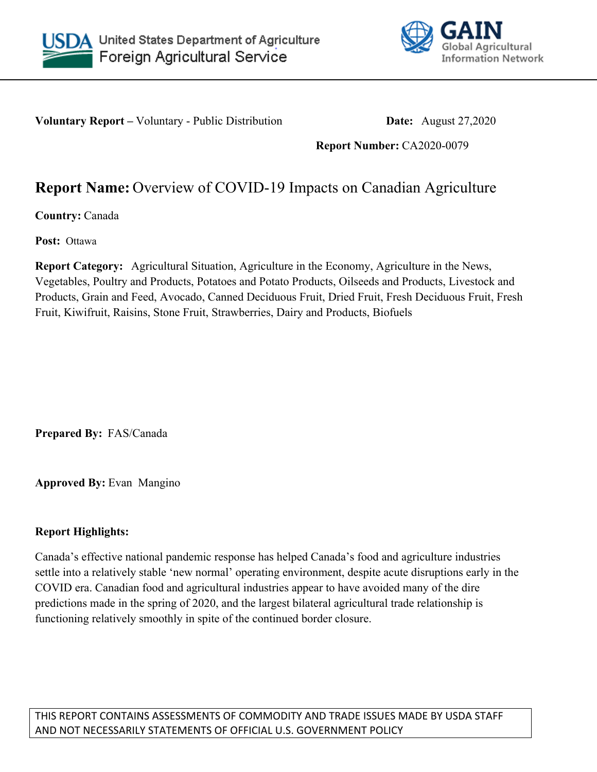United States Department of Agriculture
Foreign Agricultural Service

GAIN
Global Agricultural Information Network

**Voluntary Report –** Voluntary - Public Distribution **Date:** August 27,2020

**Report Number:** CA2020-0079

# **Report Name:** Overview of COVID-19 Impacts on Canadian Agriculture

**Country:** Canada

**Post:** Ottawa

**Report Category:** Agricultural Situation, Agriculture in the Economy, Agriculture in the News, Vegetables, Poultry and Products, Potatoes and Potato Products, Oilseeds and Products, Livestock and Products, Grain and Feed, Avocado, Canned Deciduous Fruit, Dried Fruit, Fresh Deciduous Fruit, Fresh Fruit, Kiwifruit, Raisins, Stone Fruit, Strawberries, Dairy and Products, Biofuels

**Prepared By:** FAS/Canada

**Approved By:** Evan Mangino

**Report Highlights:**

Canada's effective national pandemic response has helped Canada's food and agriculture industries settle into a relatively stable 'new normal' operating environment, despite acute disruptions early in the COVID era. Canadian food and agricultural industries appear to have avoided many of the dire predictions made in the spring of 2020, and the largest bilateral agricultural trade relationship is functioning relatively smoothly in spite of the continued border closure.

THIS REPORT CONTAINS ASSESSMENTS OF COMMODITY AND TRADE ISSUES MADE BY USDA STAFF AND NOT NECESSARILY STATEMENTS OF OFFICIAL U.S. GOVERNMENT POLICY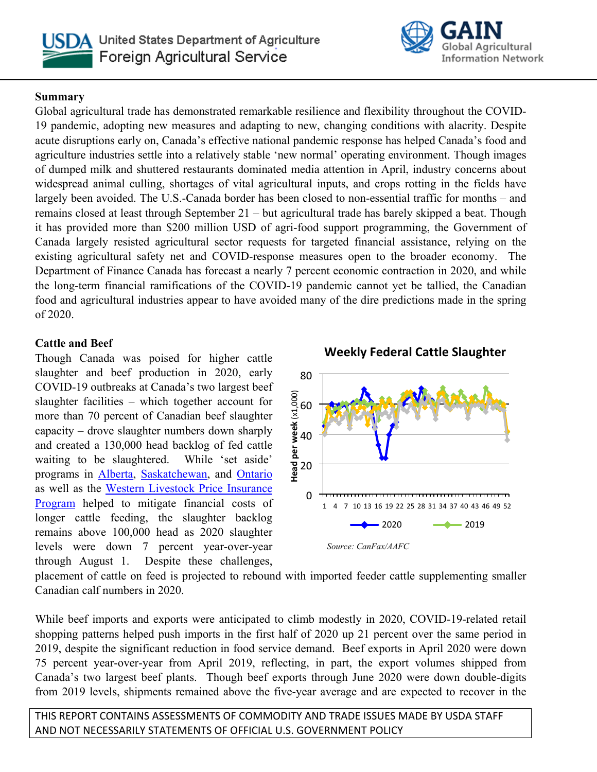## Summary

Global agricultural trade has demonstrated remarkable resilience and flexibility throughout the COVID-19 pandemic, adopting new measures and adapting to new, changing conditions with alacrity. Despite acute disruptions early on, Canada's effective national pandemic response has helped Canada's food and agriculture industries settle into a relatively stable 'new normal' operating environment. Though images of dumped milk and shuttered restaurants dominated media attention in April, industry concerns about widespread animal culling, shortages of vital agricultural inputs, and crops rotting in the fields have largely been avoided. The U.S.-Canada border has been closed to non-essential traffic for months – and remains closed at least through September 21 – but agricultural trade has barely skipped a beat. Though it has provided more than $200 million USD of agri-food support programming, the Government of Canada largely resisted agricultural sector requests for targeted financial assistance, relying on the existing agricultural safety net and COVID-response measures open to the broader economy. The Department of Finance Canada has forecast a nearly 7 percent economic contraction in 2020, and while the long-term financial ramifications of the COVID-19 pandemic cannot yet be tallied, the Canadian food and agricultural industries appear to have avoided many of the dire predictions made in the spring of 2020.

## Cattle and Beef

Though Canada was poised for higher cattle slaughter and beef production in 2020, early COVID-19 outbreaks at Canada's two largest beef slaughter facilities – which together account for more than 70 percent of Canadian beef slaughter capacity – drove slaughter numbers down sharply and created a 130,000 head backlog of fed cattle waiting to be slaughtered. While 'set aside' programs in Alberta, Saskatchewan, and Ontario as well as the Western Livestock Price Insurance Program helped to mitigate financial costs of longer cattle feeding, the slaughter backlog remains above 100,000 head as 2020 slaughter levels were down 7 percent year-over-year through August 1. Despite these challenges, placement of cattle on feed is projected to rebound with imported feeder cattle supplementing smaller Canadian calf numbers in 2020.

**Weekly Federal Cattle Slaughter**

*Source: CanFax/AAFC*

While beef imports and exports were anticipated to climb modestly in 2020, COVID-19-related retail shopping patterns helped push imports in the first half of 2020 up 21 percent over the same period in 2019, despite the significant reduction in food service demand. Beef exports in April 2020 were down 75 percent year-over-year from April 2019, reflecting, in part, the export volumes shipped from Canada's two largest beef plants. Though beef exports through June 2020 were down double-digits from 2019 levels, shipments remained above the five-year average and are expected to recover in the

THIS REPORT CONTAINS ASSESSMENTS OF COMMODITY AND TRADE ISSUES MADE BY USDA STAFF AND NOT NECESSARILY STATEMENTS OF OFFICIAL U.S. GOVERNMENT POLICY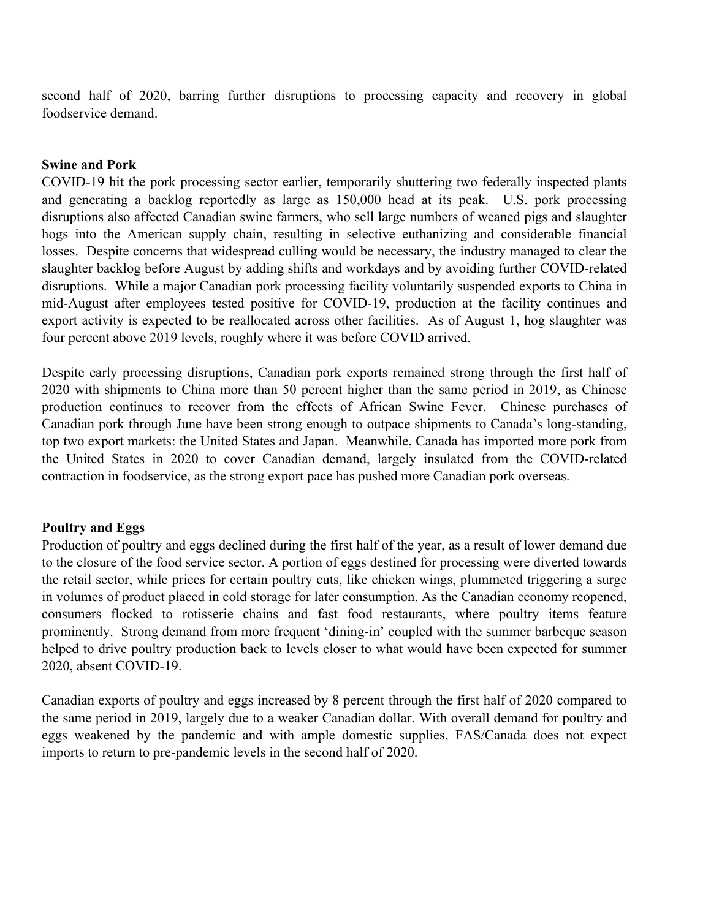second half of 2020, barring further disruptions to processing capacity and recovery in global foodservice demand.

## Swine and Pork

COVID-19 hit the pork processing sector earlier, temporarily shuttering two federally inspected plants and generating a backlog reportedly as large as 150,000 head at its peak. U.S. pork processing disruptions also affected Canadian swine farmers, who sell large numbers of weaned pigs and slaughter hogs into the American supply chain, resulting in selective euthanizing and considerable financial losses. Despite concerns that widespread culling would be necessary, the industry managed to clear the slaughter backlog before August by adding shifts and workdays and by avoiding further COVID-related disruptions. While a major Canadian pork processing facility voluntarily suspended exports to China in mid-August after employees tested positive for COVID-19, production at the facility continues and export activity is expected to be reallocated across other facilities. As of August 1, hog slaughter was four percent above 2019 levels, roughly where it was before COVID arrived.

Despite early processing disruptions, Canadian pork exports remained strong through the first half of 2020 with shipments to China more than 50 percent higher than the same period in 2019, as Chinese production continues to recover from the effects of African Swine Fever. Chinese purchases of Canadian pork through June have been strong enough to outpace shipments to Canada's long-standing, top two export markets: the United States and Japan. Meanwhile, Canada has imported more pork from the United States in 2020 to cover Canadian demand, largely insulated from the COVID-related contraction in foodservice, as the strong export pace has pushed more Canadian pork overseas.

## Poultry and Eggs

Production of poultry and eggs declined during the first half of the year, as a result of lower demand due to the closure of the food service sector. A portion of eggs destined for processing were diverted towards the retail sector, while prices for certain poultry cuts, like chicken wings, plummeted triggering a surge in volumes of product placed in cold storage for later consumption. As the Canadian economy reopened, consumers flocked to rotisserie chains and fast food restaurants, where poultry items feature prominently. Strong demand from more frequent 'dining-in' coupled with the summer barbeque season helped to drive poultry production back to levels closer to what would have been expected for summer 2020, absent COVID-19.

Canadian exports of poultry and eggs increased by 8 percent through the first half of 2020 compared to the same period in 2019, largely due to a weaker Canadian dollar. With overall demand for poultry and eggs weakened by the pandemic and with ample domestic supplies, FAS/Canada does not expect imports to return to pre-pandemic levels in the second half of 2020.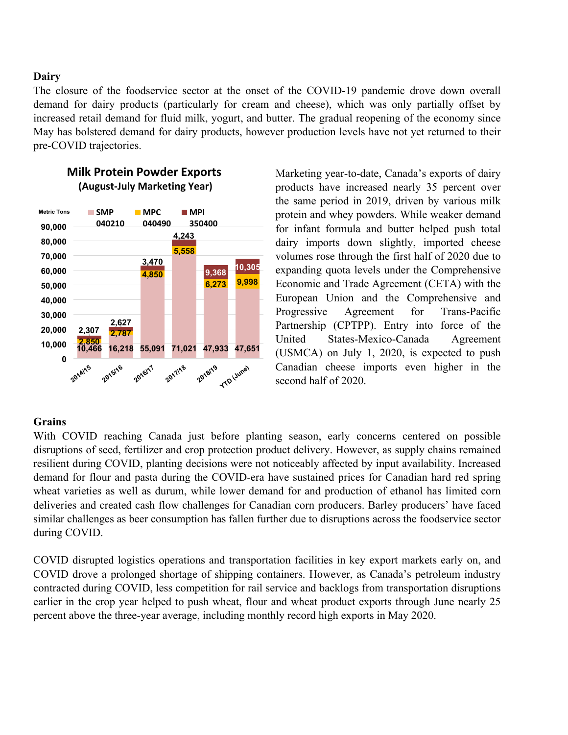## Dairy

The closure of the foodservice sector at the onset of the COVID-19 pandemic drove down overall demand for dairy products (particularly for cream and cheese), which was only partially offset by increased retail demand for fluid milk, yogurt, and butter. The gradual reopening of the economy since May has bolstered demand for dairy products, however production levels have not yet returned to their pre-COVID trajectories.

**Milk Protein Powder Exports**
**(August-July Marketing Year)**

Metric Tons

| | SMP 040210 | MPC 040490 | MPI 350400 |
|---|---|---|---|
| 2014/15 | 10,466 | 2,850 | 2,307 |
| 2015/16 | 16,218 | 2,787 | 2,627 |
| 2016/17 | 55,091 | 4,850 | 3,470 |
| 2017/18 | 71,021 | 5,558 | 4,243 |
| 2018/19 | 47,933 | 6,273 | 9,368 |
| YTD (June) | 47,651 | 9,998 | 10,305 |

Marketing year-to-date, Canada's exports of dairy products have increased nearly 35 percent over the same period in 2019, driven by various milk protein and whey powders. While weaker demand for infant formula and butter helped push total dairy imports down slightly, imported cheese volumes rose through the first half of 2020 due to expanding quota levels under the Comprehensive Economic and Trade Agreement (CETA) with the European Union and the Comprehensive and Progressive Agreement for Trans-Pacific Partnership (CPTPP). Entry into force of the United States-Mexico-Canada Agreement (USMCA) on July 1, 2020, is expected to push Canadian cheese imports even higher in the second half of 2020.

## Grains

With COVID reaching Canada just before planting season, early concerns centered on possible disruptions of seed, fertilizer and crop protection product delivery. However, as supply chains remained resilient during COVID, planting decisions were not noticeably affected by input availability. Increased demand for flour and pasta during the COVID-era have sustained prices for Canadian hard red spring wheat varieties as well as durum, while lower demand for and production of ethanol has limited corn deliveries and created cash flow challenges for Canadian corn producers. Barley producers' have faced similar challenges as beer consumption has fallen further due to disruptions across the foodservice sector during COVID.

COVID disrupted logistics operations and transportation facilities in key export markets early on, and COVID drove a prolonged shortage of shipping containers. However, as Canada's petroleum industry contracted during COVID, less competition for rail service and backlogs from transportation disruptions earlier in the crop year helped to push wheat, flour and wheat product exports through June nearly 25 percent above the three-year average, including monthly record high exports in May 2020.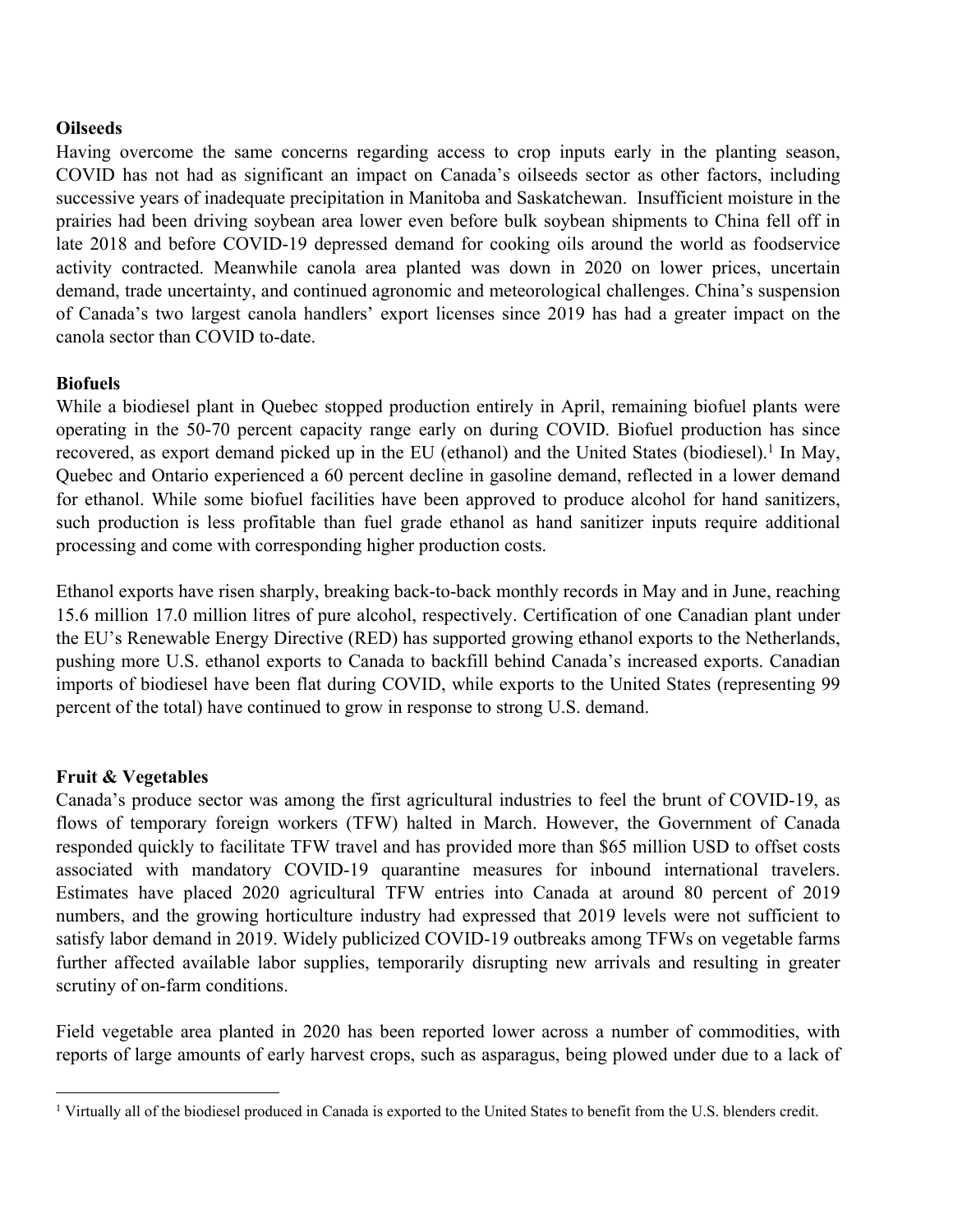**Oilseeds**

Having overcome the same concerns regarding access to crop inputs early in the planting season, COVID has not had as significant an impact on Canada's oilseeds sector as other factors, including successive years of inadequate precipitation in Manitoba and Saskatchewan. Insufficient moisture in the prairies had been driving soybean area lower even before bulk soybean shipments to China fell off in late 2018 and before COVID-19 depressed demand for cooking oils around the world as foodservice activity contracted. Meanwhile canola area planted was down in 2020 on lower prices, uncertain demand, trade uncertainty, and continued agronomic and meteorological challenges. China's suspension of Canada's two largest canola handlers' export licenses since 2019 has had a greater impact on the canola sector than COVID to-date.

**Biofuels**

While a biodiesel plant in Quebec stopped production entirely in April, remaining biofuel plants were operating in the 50-70 percent capacity range early on during COVID. Biofuel production has since recovered, as export demand picked up in the EU (ethanol) and the United States (biodiesel).[1] In May, Quebec and Ontario experienced a 60 percent decline in gasoline demand, reflected in a lower demand for ethanol. While some biofuel facilities have been approved to produce alcohol for hand sanitizers, such production is less profitable than fuel grade ethanol as hand sanitizer inputs require additional processing and come with corresponding higher production costs.

Ethanol exports have risen sharply, breaking back-to-back monthly records in May and in June, reaching 15.6 million 17.0 million litres of pure alcohol, respectively. Certification of one Canadian plant under the EU's Renewable Energy Directive (RED) has supported growing ethanol exports to the Netherlands, pushing more U.S. ethanol exports to Canada to backfill behind Canada's increased exports. Canadian imports of biodiesel have been flat during COVID, while exports to the United States (representing 99 percent of the total) have continued to grow in response to strong U.S. demand.

**Fruit & Vegetables**

Canada's produce sector was among the first agricultural industries to feel the brunt of COVID-19, as flows of temporary foreign workers (TFW) halted in March. However, the Government of Canada responded quickly to facilitate TFW travel and has provided more than $65 million USD to offset costs associated with mandatory COVID-19 quarantine measures for inbound international travelers. Estimates have placed 2020 agricultural TFW entries into Canada at around 80 percent of 2019 numbers, and the growing horticulture industry had expressed that 2019 levels were not sufficient to satisfy labor demand in 2019. Widely publicized COVID-19 outbreaks among TFWs on vegetable farms further affected available labor supplies, temporarily disrupting new arrivals and resulting in greater scrutiny of on-farm conditions.

Field vegetable area planted in 2020 has been reported lower across a number of commodities, with reports of large amounts of early harvest crops, such as asparagus, being plowed under due to a lack of

[1] Virtually all of the biodiesel produced in Canada is exported to the United States to benefit from the U.S. blenders credit.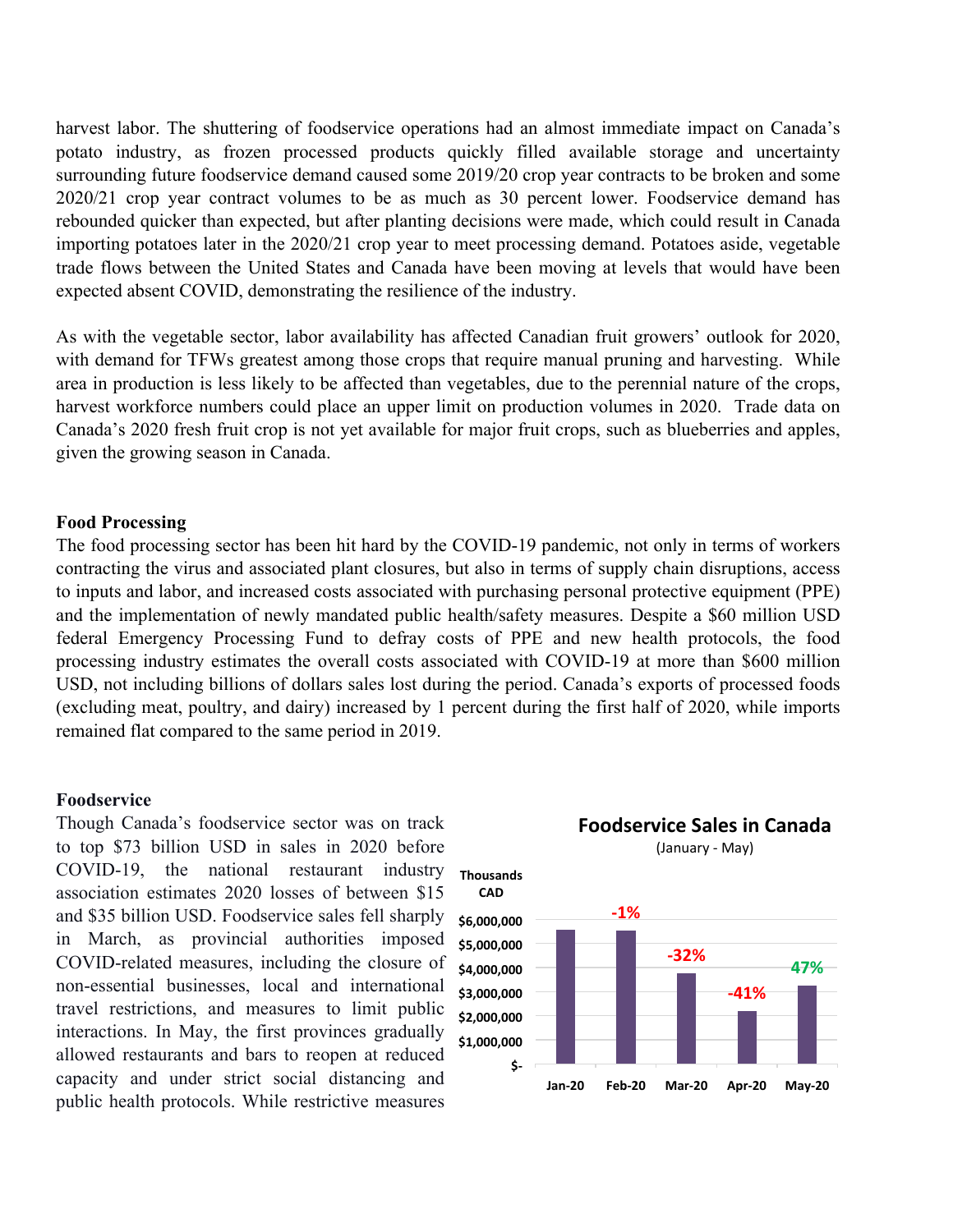harvest labor. The shuttering of foodservice operations had an almost immediate impact on Canada's potato industry, as frozen processed products quickly filled available storage and uncertainty surrounding future foodservice demand caused some 2019/20 crop year contracts to be broken and some 2020/21 crop year contract volumes to be as much as 30 percent lower. Foodservice demand has rebounded quicker than expected, but after planting decisions were made, which could result in Canada importing potatoes later in the 2020/21 crop year to meet processing demand. Potatoes aside, vegetable trade flows between the United States and Canada have been moving at levels that would have been expected absent COVID, demonstrating the resilience of the industry.

As with the vegetable sector, labor availability has affected Canadian fruit growers' outlook for 2020, with demand for TFWs greatest among those crops that require manual pruning and harvesting. While area in production is less likely to be affected than vegetables, due to the perennial nature of the crops, harvest workforce numbers could place an upper limit on production volumes in 2020. Trade data on Canada's 2020 fresh fruit crop is not yet available for major fruit crops, such as blueberries and apples, given the growing season in Canada.

## Food Processing

The food processing sector has been hit hard by the COVID-19 pandemic, not only in terms of workers contracting the virus and associated plant closures, but also in terms of supply chain disruptions, access to inputs and labor, and increased costs associated with purchasing personal protective equipment (PPE) and the implementation of newly mandated public health/safety measures. Despite a $60 million USD federal Emergency Processing Fund to defray costs of PPE and new health protocols, the food processing industry estimates the overall costs associated with COVID-19 at more than $600 million USD, not including billions of dollars sales lost during the period. Canada's exports of processed foods (excluding meat, poultry, and dairy) increased by 1 percent during the first half of 2020, while imports remained flat compared to the same period in 2019.

## Foodservice

Though Canada's foodservice sector was on track to top $73 billion USD in sales in 2020 before COVID-19, the national restaurant industry association estimates 2020 losses of between $15 and $35 billion USD. Foodservice sales fell sharply in March, as provincial authorities imposed COVID-related measures, including the closure of non-essential businesses, local and international travel restrictions, and measures to limit public interactions. In May, the first provinces gradually allowed restaurants and bars to reopen at reduced capacity and under strict social distancing and public health protocols. While restrictive measures

**Foodservice Sales in Canada**
(January - May)

Thousands CAD

| Month | Change |
|---|---|
| Jan-20 | |
| Feb-20 | -1% |
| Mar-20 | -32% |
| Apr-20 | -41% |
| May-20 | 47% |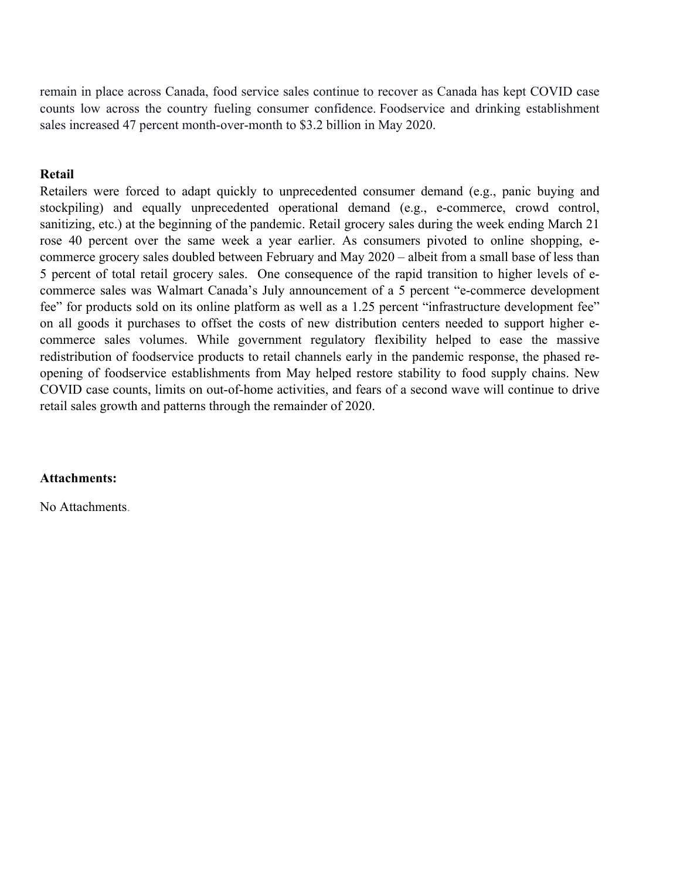remain in place across Canada, food service sales continue to recover as Canada has kept COVID case counts low across the country fueling consumer confidence. Foodservice and drinking establishment sales increased 47 percent month-over-month to $3.2 billion in May 2020.

**Retail**

Retailers were forced to adapt quickly to unprecedented consumer demand (e.g., panic buying and stockpiling) and equally unprecedented operational demand (e.g., e-commerce, crowd control, sanitizing, etc.) at the beginning of the pandemic. Retail grocery sales during the week ending March 21 rose 40 percent over the same week a year earlier. As consumers pivoted to online shopping, e-commerce grocery sales doubled between February and May 2020 – albeit from a small base of less than 5 percent of total retail grocery sales. One consequence of the rapid transition to higher levels of e-commerce sales was Walmart Canada's July announcement of a 5 percent "e-commerce development fee" for products sold on its online platform as well as a 1.25 percent "infrastructure development fee" on all goods it purchases to offset the costs of new distribution centers needed to support higher e-commerce sales volumes. While government regulatory flexibility helped to ease the massive redistribution of foodservice products to retail channels early in the pandemic response, the phased re-opening of foodservice establishments from May helped restore stability to food supply chains. New COVID case counts, limits on out-of-home activities, and fears of a second wave will continue to drive retail sales growth and patterns through the remainder of 2020.

**Attachments:**

No Attachments.